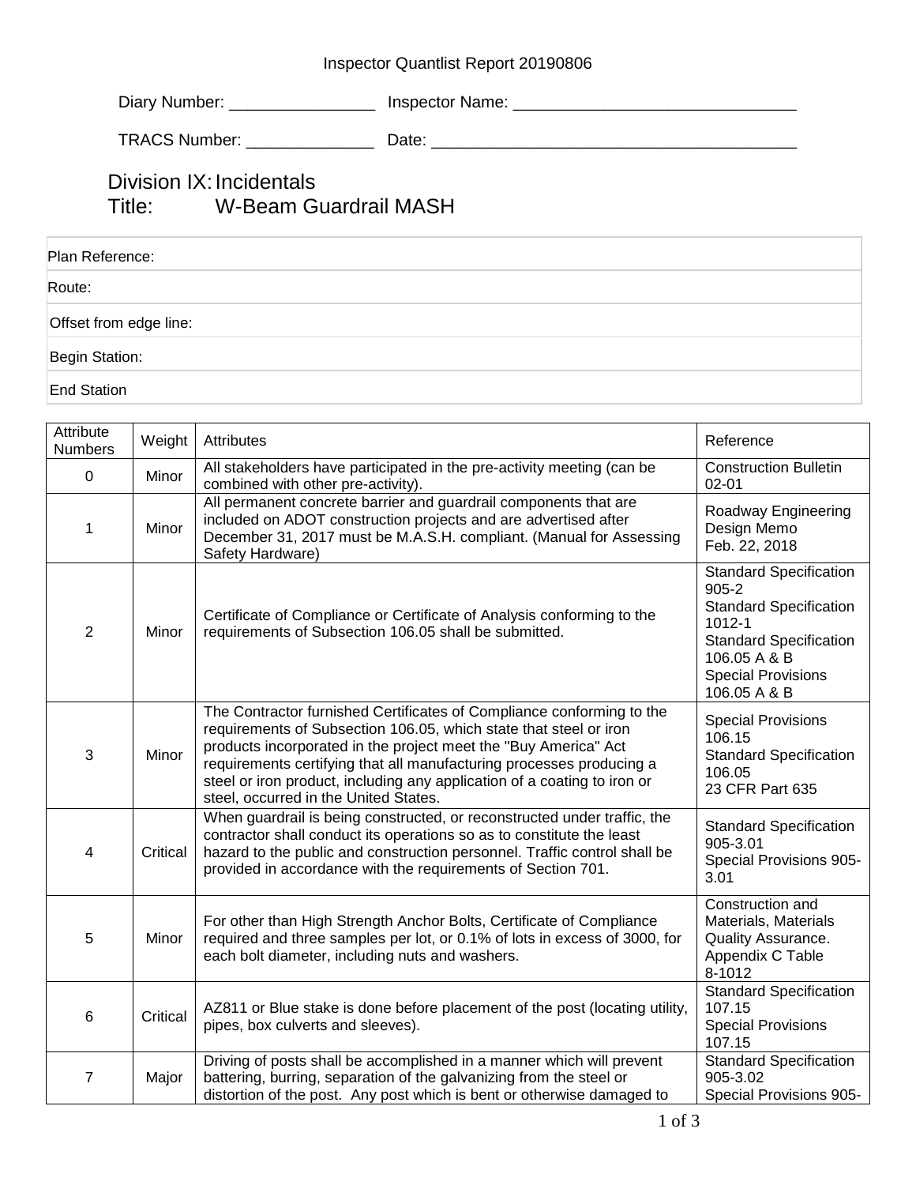Inspector Quantlist Report 20190806

Diary Number: ________________ Inspector Name: _______________________________

TRACS Number: ______________ Date: ________________________________________

## Division IX: Incidentals
## Title: W-Beam Guardrail MASH

| Plan Reference: |
|---|
| Route: |
| Offset from edge line: |
| Begin Station: |
| End Station |

| Attribute Numbers | Weight | Attributes | Reference |
|---|---|---|---|
| 0 | Minor | All stakeholders have participated in the pre-activity meeting (can be combined with other pre-activity). | Construction Bulletin 02-01 |
| 1 | Minor | All permanent concrete barrier and guardrail components that are included on ADOT construction projects and are advertised after December 31, 2017 must be M.A.S.H. compliant. (Manual for Assessing Safety Hardware) | Roadway Engineering Design Memo Feb. 22, 2018 |
| 2 | Minor | Certificate of Compliance or Certificate of Analysis conforming to the requirements of Subsection 106.05 shall be submitted. | Standard Specification 905-2<br>Standard Specification 1012-1<br>Standard Specification 106.05 A & B<br>Special Provisions 106.05 A & B |
| 3 | Minor | The Contractor furnished Certificates of Compliance conforming to the requirements of Subsection 106.05, which state that steel or iron products incorporated in the project meet the "Buy America" Act requirements certifying that all manufacturing processes producing a steel or iron product, including any application of a coating to iron or steel, occurred in the United States. | Special Provisions 106.15<br>Standard Specification 106.05<br>23 CFR Part 635 |
| 4 | Critical | When guardrail is being constructed, or reconstructed under traffic, the contractor shall conduct its operations so as to constitute the least hazard to the public and construction personnel. Traffic control shall be provided in accordance with the requirements of Section 701. | Standard Specification 905-3.01<br>Special Provisions 905-3.01 |
| 5 | Minor | For other than High Strength Anchor Bolts, Certificate of Compliance required and three samples per lot, or 0.1% of lots in excess of 3000, for each bolt diameter, including nuts and washers. | Construction and Materials, Materials Quality Assurance. Appendix C Table 8-1012 |
| 6 | Critical | AZ811 or Blue stake is done before placement of the post (locating utility, pipes, box culverts and sleeves). | Standard Specification 107.15<br>Special Provisions 107.15 |
| 7 | Major | Driving of posts shall be accomplished in a manner which will prevent battering, burring, separation of the galvanizing from the steel or distortion of the post. Any post which is bent or otherwise damaged to | Standard Specification 905-3.02<br>Special Provisions 905- |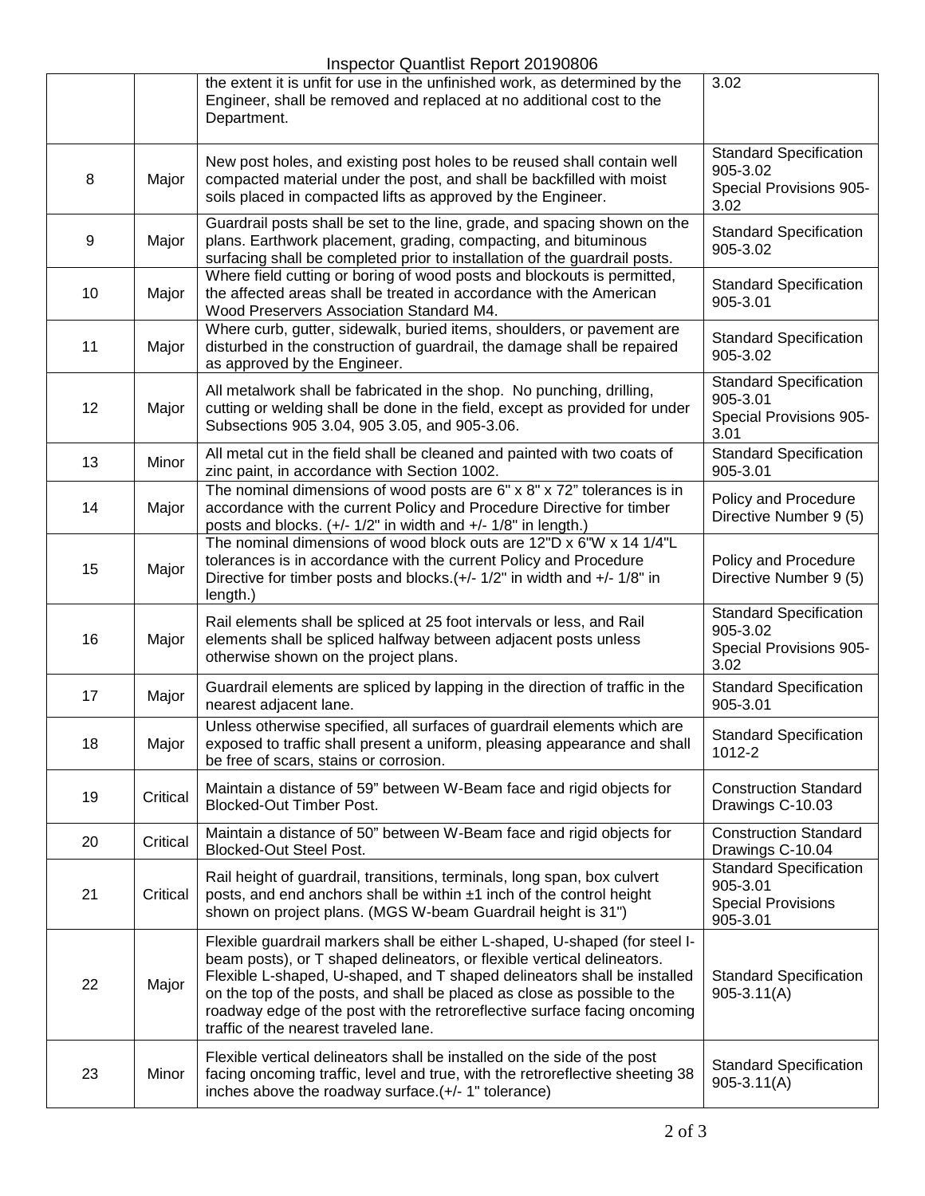| | | | |
|---|---|---|---|
| | | the extent it is unfit for use in the unfinished work, as determined by the Engineer, shall be removed and replaced at no additional cost to the Department. | 3.02 |
| 8 | Major | New post holes, and existing post holes to be reused shall contain well compacted material under the post, and shall be backfilled with moist soils placed in compacted lifts as approved by the Engineer. | Standard Specification 905-3.02 Special Provisions 905-3.02 |
| 9 | Major | Guardrail posts shall be set to the line, grade, and spacing shown on the plans. Earthwork placement, grading, compacting, and bituminous surfacing shall be completed prior to installation of the guardrail posts. | Standard Specification 905-3.02 |
| 10 | Major | Where field cutting or boring of wood posts and blockouts is permitted, the affected areas shall be treated in accordance with the American Wood Preservers Association Standard M4. | Standard Specification 905-3.01 |
| 11 | Major | Where curb, gutter, sidewalk, buried items, shoulders, or pavement are disturbed in the construction of guardrail, the damage shall be repaired as approved by the Engineer. | Standard Specification 905-3.02 |
| 12 | Major | All metalwork shall be fabricated in the shop. No punching, drilling, cutting or welding shall be done in the field, except as provided for under Subsections 905 3.04, 905 3.05, and 905-3.06. | Standard Specification 905-3.01 Special Provisions 905-3.01 |
| 13 | Minor | All metal cut in the field shall be cleaned and painted with two coats of zinc paint, in accordance with Section 1002. | Standard Specification 905-3.01 |
| 14 | Major | The nominal dimensions of wood posts are 6" x 8" x 72" tolerances is in accordance with the current Policy and Procedure Directive for timber posts and blocks. (+/- 1/2" in width and +/- 1/8" in length.) | Policy and Procedure Directive Number 9 (5) |
| 15 | Major | The nominal dimensions of wood block outs are 12"D x 6"W x 14 1/4"L tolerances is in accordance with the current Policy and Procedure Directive for timber posts and blocks.(+/- 1/2" in width and +/- 1/8" in length.) | Policy and Procedure Directive Number 9 (5) |
| 16 | Major | Rail elements shall be spliced at 25 foot intervals or less, and Rail elements shall be spliced halfway between adjacent posts unless otherwise shown on the project plans. | Standard Specification 905-3.02 Special Provisions 905-3.02 |
| 17 | Major | Guardrail elements are spliced by lapping in the direction of traffic in the nearest adjacent lane. | Standard Specification 905-3.01 |
| 18 | Major | Unless otherwise specified, all surfaces of guardrail elements which are exposed to traffic shall present a uniform, pleasing appearance and shall be free of scars, stains or corrosion. | Standard Specification 1012-2 |
| 19 | Critical | Maintain a distance of 59" between W-Beam face and rigid objects for Blocked-Out Timber Post. | Construction Standard Drawings C-10.03 |
| 20 | Critical | Maintain a distance of 50" between W-Beam face and rigid objects for Blocked-Out Steel Post. | Construction Standard Drawings C-10.04 |
| 21 | Critical | Rail height of guardrail, transitions, terminals, long span, box culvert posts, and end anchors shall be within ±1 inch of the control height shown on project plans. (MGS W-beam Guardrail height is 31") | Standard Specification 905-3.01 Special Provisions 905-3.01 |
| 22 | Major | Flexible guardrail markers shall be either L-shaped, U-shaped (for steel I-beam posts), or T shaped delineators, or flexible vertical delineators. Flexible L-shaped, U-shaped, and T shaped delineators shall be installed on the top of the posts, and shall be placed as close as possible to the roadway edge of the post with the retroreflective surface facing oncoming traffic of the nearest traveled lane. | Standard Specification 905-3.11(A) |
| 23 | Minor | Flexible vertical delineators shall be installed on the side of the post facing oncoming traffic, level and true, with the retroreflective sheeting 38 inches above the roadway surface.(+/- 1" tolerance) | Standard Specification 905-3.11(A) |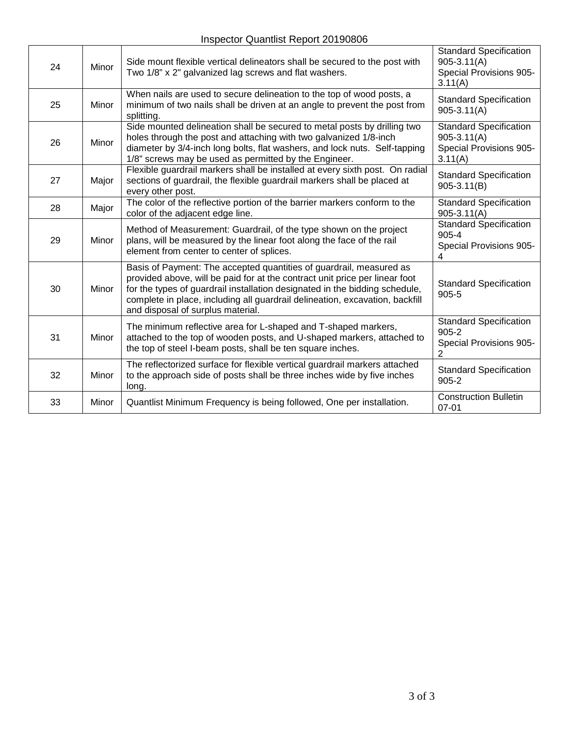Inspector Quantlist Report 20190806

| | | | |
|---|---|---|---|
| 24 | Minor | Side mount flexible vertical delineators shall be secured to the post with Two 1/8" x 2" galvanized lag screws and flat washers. | Standard Specification 905-3.11(A) Special Provisions 905-3.11(A) |
| 25 | Minor | When nails are used to secure delineation to the top of wood posts, a minimum of two nails shall be driven at an angle to prevent the post from splitting. | Standard Specification 905-3.11(A) |
| 26 | Minor | Side mounted delineation shall be secured to metal posts by drilling two holes through the post and attaching with two galvanized 1/8-inch diameter by 3/4-inch long bolts, flat washers, and lock nuts. Self-tapping 1/8" screws may be used as permitted by the Engineer. | Standard Specification 905-3.11(A) Special Provisions 905-3.11(A) |
| 27 | Major | Flexible guardrail markers shall be installed at every sixth post. On radial sections of guardrail, the flexible guardrail markers shall be placed at every other post. | Standard Specification 905-3.11(B) |
| 28 | Major | The color of the reflective portion of the barrier markers conform to the color of the adjacent edge line. | Standard Specification 905-3.11(A) |
| 29 | Minor | Method of Measurement: Guardrail, of the type shown on the project plans, will be measured by the linear foot along the face of the rail element from center to center of splices. | Standard Specification 905-4 Special Provisions 905-4 |
| 30 | Minor | Basis of Payment: The accepted quantities of guardrail, measured as provided above, will be paid for at the contract unit price per linear foot for the types of guardrail installation designated in the bidding schedule, complete in place, including all guardrail delineation, excavation, backfill and disposal of surplus material. | Standard Specification 905-5 |
| 31 | Minor | The minimum reflective area for L-shaped and T-shaped markers, attached to the top of wooden posts, and U-shaped markers, attached to the top of steel I-beam posts, shall be ten square inches. | Standard Specification 905-2 Special Provisions 905-2 |
| 32 | Minor | The reflectorized surface for flexible vertical guardrail markers attached to the approach side of posts shall be three inches wide by five inches long. | Standard Specification 905-2 |
| 33 | Minor | Quantlist Minimum Frequency is being followed, One per installation. | Construction Bulletin 07-01 |